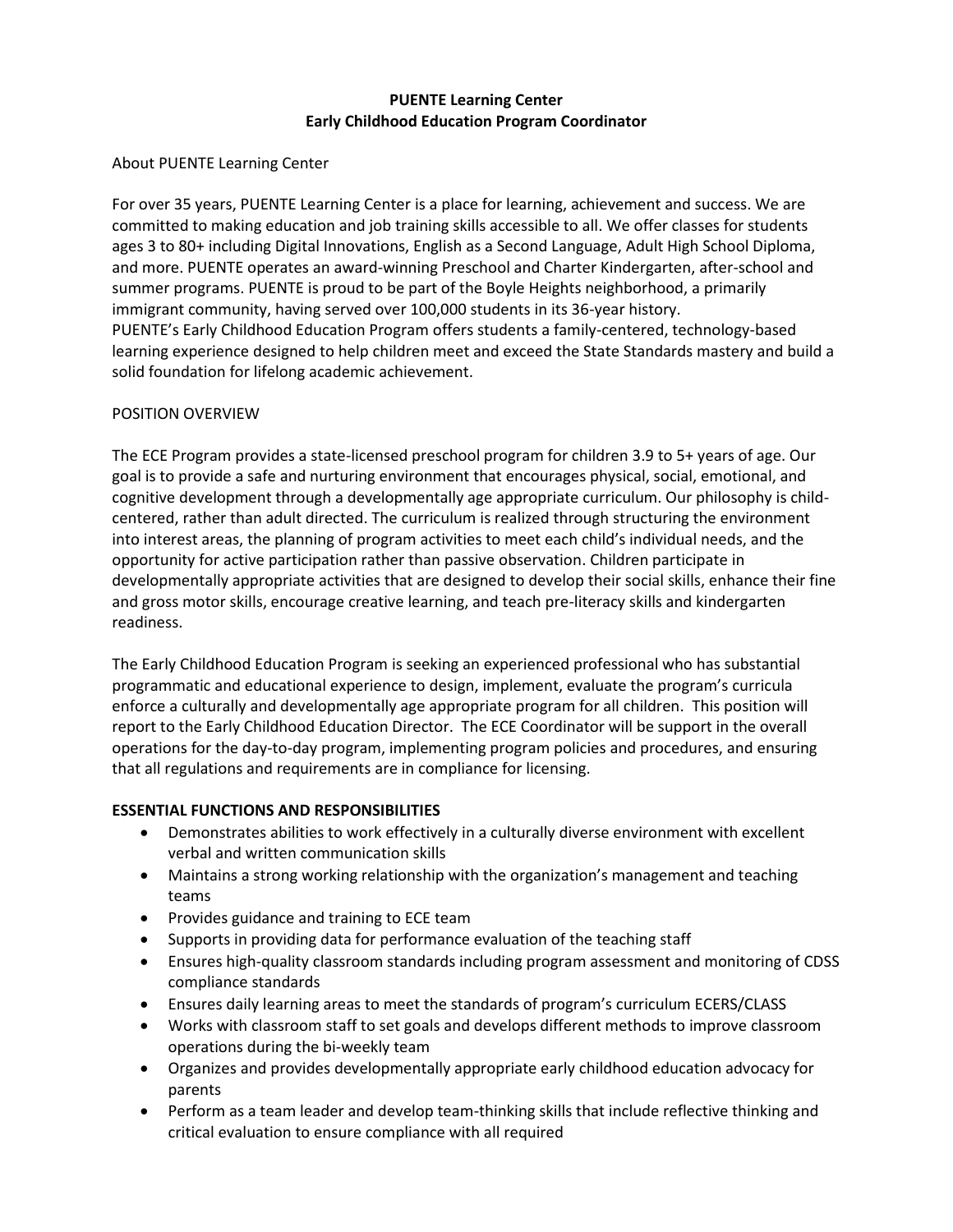**PUENTE Learning Center**
**Early Childhood Education Program Coordinator**

About PUENTE Learning Center

For over 35 years, PUENTE Learning Center is a place for learning, achievement and success. We are committed to making education and job training skills accessible to all. We offer classes for students ages 3 to 80+ including Digital Innovations, English as a Second Language, Adult High School Diploma, and more. PUENTE operates an award-winning Preschool and Charter Kindergarten, after-school and summer programs. PUENTE is proud to be part of the Boyle Heights neighborhood, a primarily immigrant community, having served over 100,000 students in its 36-year history.
PUENTE's Early Childhood Education Program offers students a family-centered, technology-based learning experience designed to help children meet and exceed the State Standards mastery and build a solid foundation for lifelong academic achievement.

POSITION OVERVIEW

The ECE Program provides a state-licensed preschool program for children 3.9 to 5+ years of age. Our goal is to provide a safe and nurturing environment that encourages physical, social, emotional, and cognitive development through a developmentally age appropriate curriculum. Our philosophy is child-centered, rather than adult directed. The curriculum is realized through structuring the environment into interest areas, the planning of program activities to meet each child's individual needs, and the opportunity for active participation rather than passive observation. Children participate in developmentally appropriate activities that are designed to develop their social skills, enhance their fine and gross motor skills, encourage creative learning, and teach pre-literacy skills and kindergarten readiness.

The Early Childhood Education Program is seeking an experienced professional who has substantial programmatic and educational experience to design, implement, evaluate the program's curricula enforce a culturally and developmentally age appropriate program for all children. This position will report to the Early Childhood Education Director. The ECE Coordinator will be support in the overall operations for the day-to-day program, implementing program policies and procedures, and ensuring that all regulations and requirements are in compliance for licensing.

**ESSENTIAL FUNCTIONS AND RESPONSIBILITIES**

- Demonstrates abilities to work effectively in a culturally diverse environment with excellent verbal and written communication skills
- Maintains a strong working relationship with the organization's management and teaching teams
- Provides guidance and training to ECE team
- Supports in providing data for performance evaluation of the teaching staff
- Ensures high-quality classroom standards including program assessment and monitoring of CDSS compliance standards
- Ensures daily learning areas to meet the standards of program's curriculum ECERS/CLASS
- Works with classroom staff to set goals and develops different methods to improve classroom operations during the bi-weekly team
- Organizes and provides developmentally appropriate early childhood education advocacy for parents
- Perform as a team leader and develop team-thinking skills that include reflective thinking and critical evaluation to ensure compliance with all required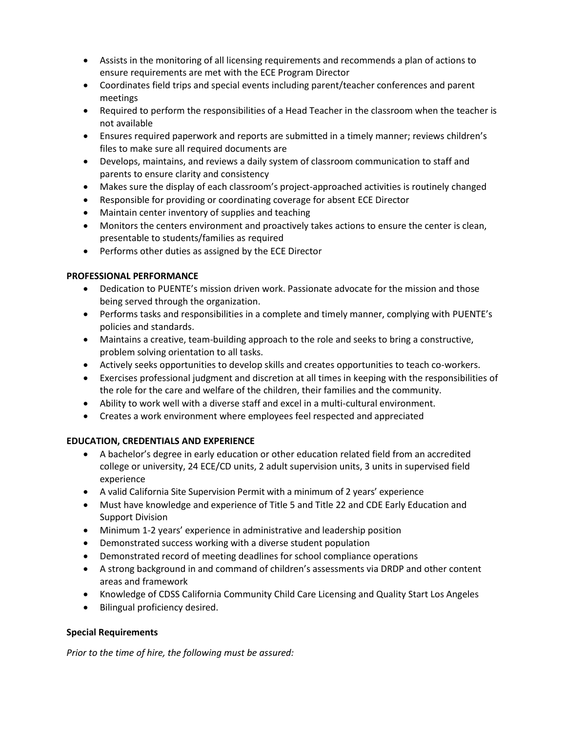- Assists in the monitoring of all licensing requirements and recommends a plan of actions to ensure requirements are met with the ECE Program Director
- Coordinates field trips and special events including parent/teacher conferences and parent meetings
- Required to perform the responsibilities of a Head Teacher in the classroom when the teacher is not available
- Ensures required paperwork and reports are submitted in a timely manner; reviews children's files to make sure all required documents are
- Develops, maintains, and reviews a daily system of classroom communication to staff and parents to ensure clarity and consistency
- Makes sure the display of each classroom's project-approached activities is routinely changed
- Responsible for providing or coordinating coverage for absent ECE Director
- Maintain center inventory of supplies and teaching
- Monitors the centers environment and proactively takes actions to ensure the center is clean, presentable to students/families as required
- Performs other duties as assigned by the ECE Director

**PROFESSIONAL PERFORMANCE**

- Dedication to PUENTE's mission driven work. Passionate advocate for the mission and those being served through the organization.
- Performs tasks and responsibilities in a complete and timely manner, complying with PUENTE's policies and standards.
- Maintains a creative, team-building approach to the role and seeks to bring a constructive, problem solving orientation to all tasks.
- Actively seeks opportunities to develop skills and creates opportunities to teach co-workers.
- Exercises professional judgment and discretion at all times in keeping with the responsibilities of the role for the care and welfare of the children, their families and the community.
- Ability to work well with a diverse staff and excel in a multi-cultural environment.
- Creates a work environment where employees feel respected and appreciated

**EDUCATION, CREDENTIALS AND EXPERIENCE**

- A bachelor's degree in early education or other education related field from an accredited college or university, 24 ECE/CD units, 2 adult supervision units, 3 units in supervised field experience
- A valid California Site Supervision Permit with a minimum of 2 years' experience
- Must have knowledge and experience of Title 5 and Title 22 and CDE Early Education and Support Division
- Minimum 1-2 years' experience in administrative and leadership position
- Demonstrated success working with a diverse student population
- Demonstrated record of meeting deadlines for school compliance operations
- A strong background in and command of children's assessments via DRDP and other content areas and framework
- Knowledge of CDSS California Community Child Care Licensing and Quality Start Los Angeles
- Bilingual proficiency desired.

**Special Requirements**

*Prior to the time of hire, the following must be assured:*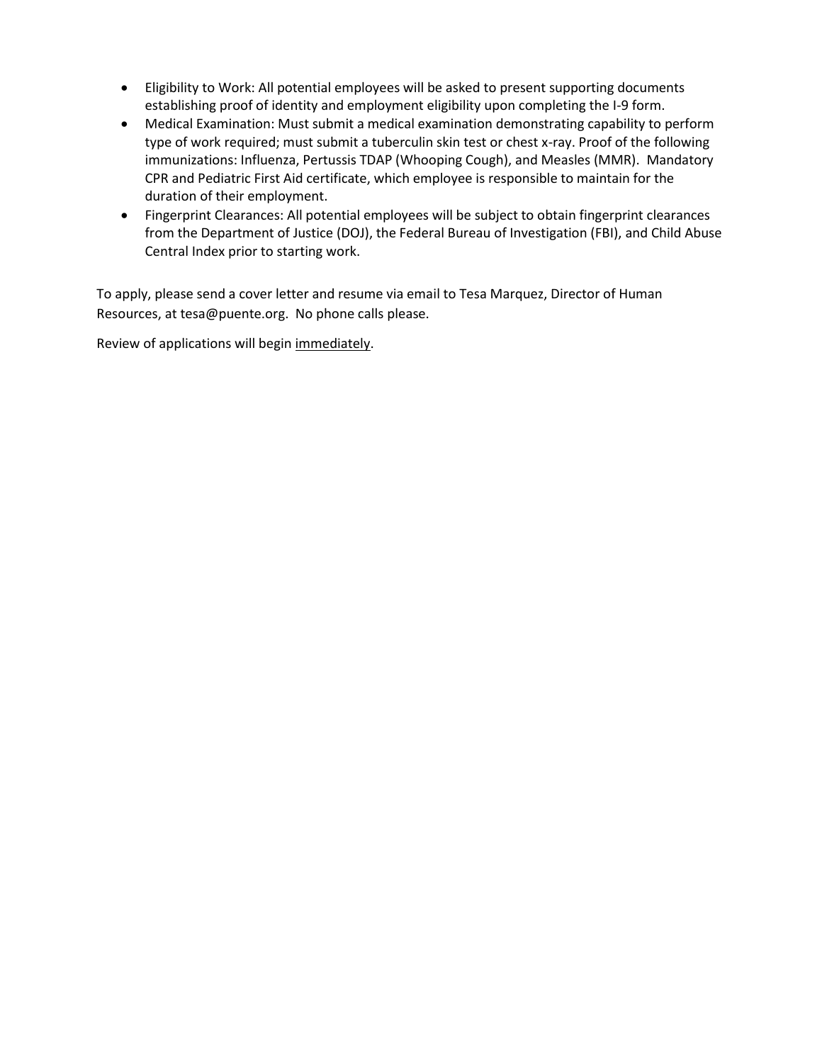- Eligibility to Work: All potential employees will be asked to present supporting documents establishing proof of identity and employment eligibility upon completing the I-9 form.
- Medical Examination: Must submit a medical examination demonstrating capability to perform type of work required; must submit a tuberculin skin test or chest x-ray. Proof of the following immunizations: Influenza, Pertussis TDAP (Whooping Cough), and Measles (MMR). Mandatory CPR and Pediatric First Aid certificate, which employee is responsible to maintain for the duration of their employment.
- Fingerprint Clearances: All potential employees will be subject to obtain fingerprint clearances from the Department of Justice (DOJ), the Federal Bureau of Investigation (FBI), and Child Abuse Central Index prior to starting work.

To apply, please send a cover letter and resume via email to Tesa Marquez, Director of Human Resources, at tesa@puente.org. No phone calls please.

Review of applications will begin <u>immediately</u>.